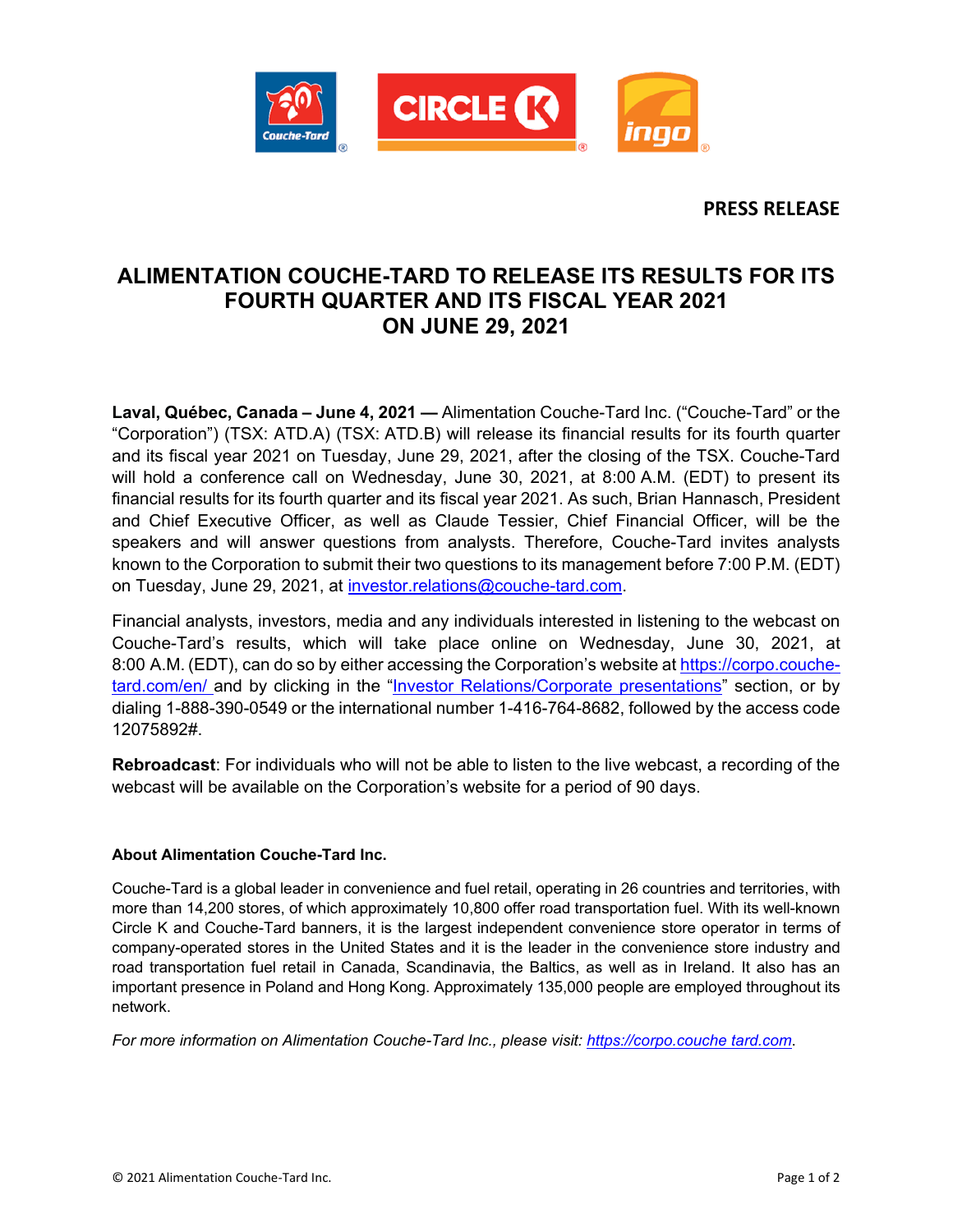**PRESS RELEASE**

# ALIMENTATION COUCHE-TARD TO RELEASE ITS RESULTS FOR ITS FOURTH QUARTER AND ITS FISCAL YEAR 2021 ON JUNE 29, 2021

**Laval, Québec, Canada – June 4, 2021 —** Alimentation Couche-Tard Inc. ("Couche-Tard" or the "Corporation") (TSX: ATD.A) (TSX: ATD.B) will release its financial results for its fourth quarter and its fiscal year 2021 on Tuesday, June 29, 2021, after the closing of the TSX. Couche-Tard will hold a conference call on Wednesday, June 30, 2021, at 8:00 A.M. (EDT) to present its financial results for its fourth quarter and its fiscal year 2021. As such, Brian Hannasch, President and Chief Executive Officer, as well as Claude Tessier, Chief Financial Officer, will be the speakers and will answer questions from analysts. Therefore, Couche-Tard invites analysts known to the Corporation to submit their two questions to its management before 7:00 P.M. (EDT) on Tuesday, June 29, 2021, at investor.relations@couche-tard.com.

Financial analysts, investors, media and any individuals interested in listening to the webcast on Couche-Tard's results, which will take place online on Wednesday, June 30, 2021, at 8:00 A.M. (EDT), can do so by either accessing the Corporation's website at https://corpo.couche-tard.com/en/ and by clicking in the "Investor Relations/Corporate presentations" section, or by dialing 1-888-390-0549 or the international number 1-416-764-8682, followed by the access code 12075892#.

**Rebroadcast**: For individuals who will not be able to listen to the live webcast, a recording of the webcast will be available on the Corporation's website for a period of 90 days.

### About Alimentation Couche-Tard Inc.

Couche-Tard is a global leader in convenience and fuel retail, operating in 26 countries and territories, with more than 14,200 stores, of which approximately 10,800 offer road transportation fuel. With its well-known Circle K and Couche-Tard banners, it is the largest independent convenience store operator in terms of company-operated stores in the United States and it is the leader in the convenience store industry and road transportation fuel retail in Canada, Scandinavia, the Baltics, as well as in Ireland. It also has an important presence in Poland and Hong Kong. Approximately 135,000 people are employed throughout its network.

*For more information on Alimentation Couche-Tard Inc., please visit: https://corpo.couche tard.com.*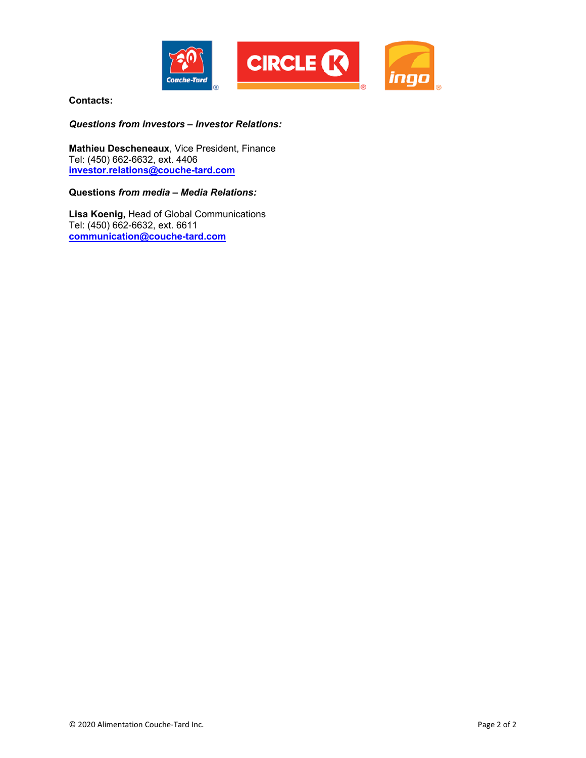**Contacts:**

***Questions from investors – Investor Relations:***

**Mathieu Descheneaux**, Vice President, Finance
Tel: (450) 662-6632, ext. 4406
**investor.relations@couche-tard.com**

**Questions *from media – Media Relations:***

**Lisa Koenig,** Head of Global Communications
Tel: (450) 662-6632, ext. 6611
**communication@couche-tard.com**

© 2020 Alimentation Couche-Tard Inc.